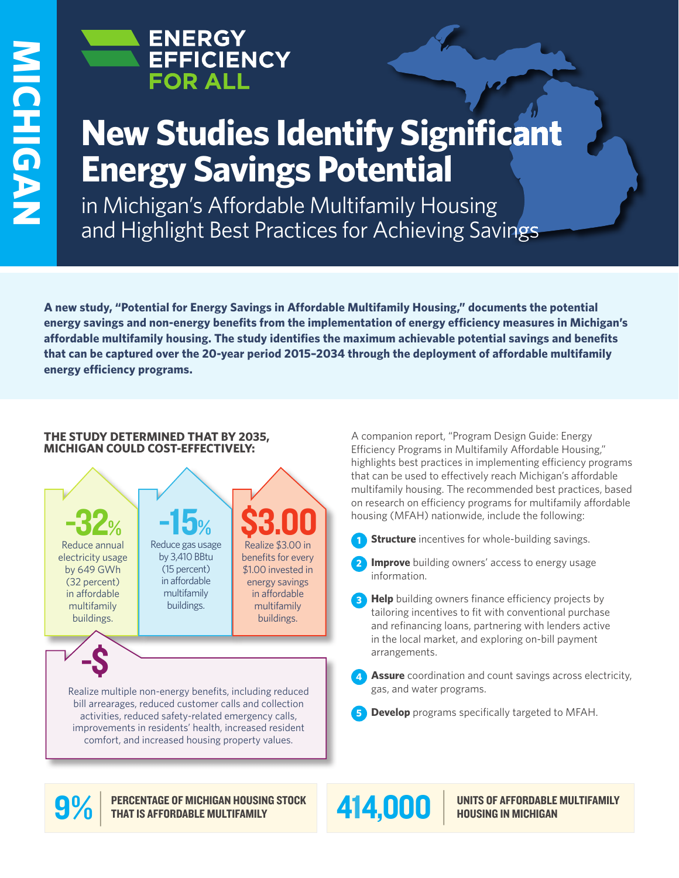MICHIGAN

ENERGY EFFICIENCY FOR ALL

# New Studies Identify Significant Energy Savings Potential

## in Michigan's Affordable Multifamily Housing and Highlight Best Practices for Achieving Savings

**A new study, "Potential for Energy Savings in Affordable Multifamily Housing," documents the potential energy savings and non-energy benefits from the implementation of energy efficiency measures in Michigan's affordable multifamily housing. The study identifies the maximum achievable potential savings and benefits that can be captured over the 20-year period 2015–2034 through the deployment of affordable multifamily energy efficiency programs.**

### THE STUDY DETERMINED THAT BY 2035, MICHIGAN COULD COST-EFFECTIVELY:

**-32%**
Reduce annual electricity usage by 649 GWh (32 percent) in affordable multifamily buildings.

**-15%**
Reduce gas usage by 3,410 BBtu (15 percent) in affordable multifamily buildings.

**$3.00**
Realize $3.00 in benefits for every $1.00 invested in energy savings in affordable multifamily buildings.

**-$**
Realize multiple non-energy benefits, including reduced bill arrearages, reduced customer calls and collection activities, reduced safety-related emergency calls, improvements in residents' health, increased resident comfort, and increased housing property values.

A companion report, "Program Design Guide: Energy Efficiency Programs in Multifamily Affordable Housing," highlights best practices in implementing efficiency programs that can be used to effectively reach Michigan's affordable multifamily housing. The recommended best practices, based on research on efficiency programs for multifamily affordable housing (MFAH) nationwide, include the following:

1. **Structure** incentives for whole-building savings.
2. **Improve** building owners' access to energy usage information.
3. **Help** building owners finance efficiency projects by tailoring incentives to fit with conventional purchase and refinancing loans, partnering with lenders active in the local market, and exploring on-bill payment arrangements.
4. **Assure** coordination and count savings across electricity, gas, and water programs.
5. **Develop** programs specifically targeted to MFAH.

**9%** PERCENTAGE OF MICHIGAN HOUSING STOCK THAT IS AFFORDABLE MULTIFAMILY

**414,000** UNITS OF AFFORDABLE MULTIFAMILY HOUSING IN MICHIGAN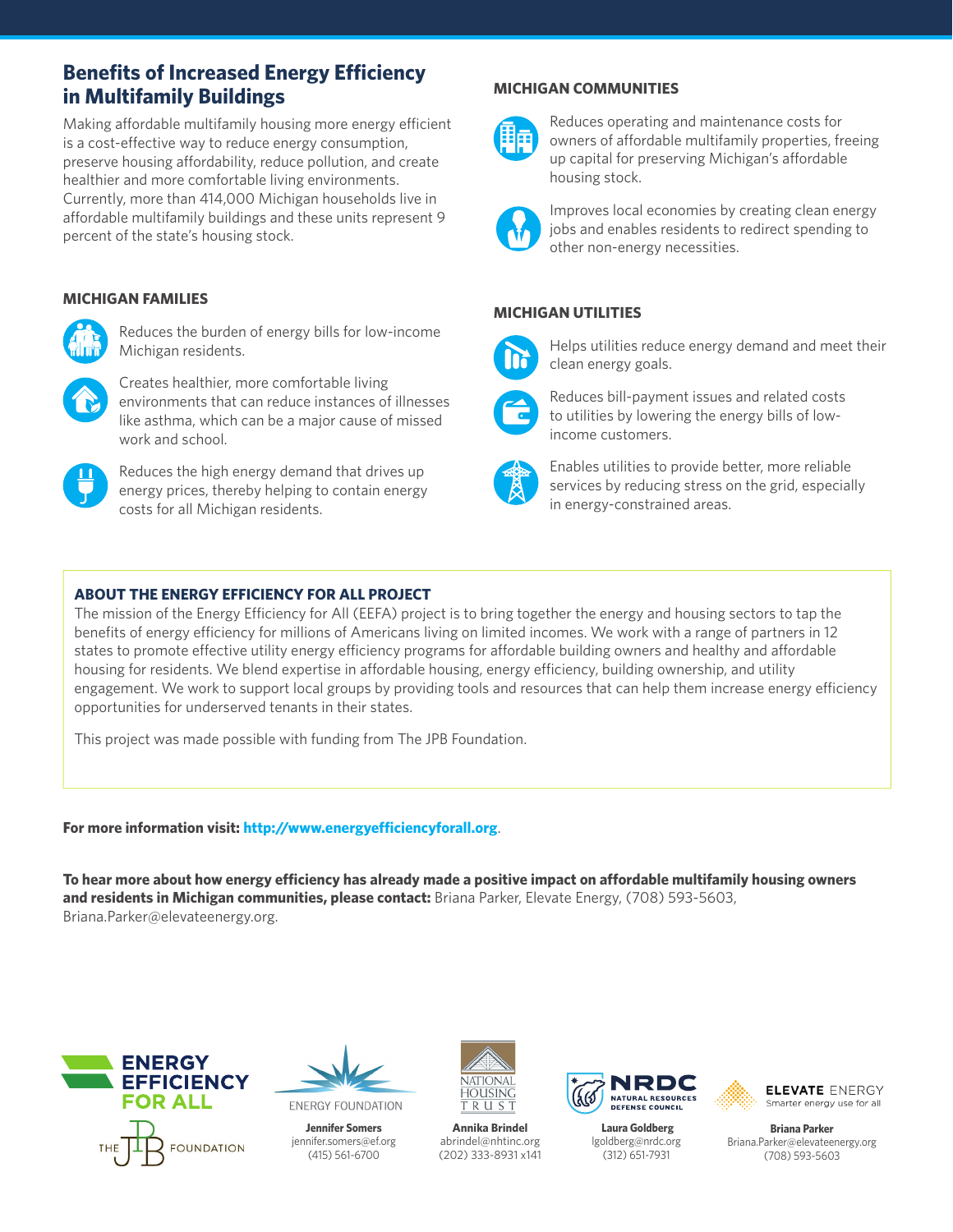## Benefits of Increased Energy Efficiency in Multifamily Buildings

Making affordable multifamily housing more energy efficient is a cost-effective way to reduce energy consumption, preserve housing affordability, reduce pollution, and create healthier and more comfortable living environments. Currently, more than 414,000 Michigan households live in affordable multifamily buildings and these units represent 9 percent of the state's housing stock.

### MICHIGAN FAMILIES

- Reduces the burden of energy bills for low-income Michigan residents.
- Creates healthier, more comfortable living environments that can reduce instances of illnesses like asthma, which can be a major cause of missed work and school.
- Reduces the high energy demand that drives up energy prices, thereby helping to contain energy costs for all Michigan residents.

### MICHIGAN COMMUNITIES

- Reduces operating and maintenance costs for owners of affordable multifamily properties, freeing up capital for preserving Michigan's affordable housing stock.
- Improves local economies by creating clean energy jobs and enables residents to redirect spending to other non-energy necessities.

### MICHIGAN UTILITIES

- Helps utilities reduce energy demand and meet their clean energy goals.
- Reduces bill-payment issues and related costs to utilities by lowering the energy bills of low-income customers.
- Enables utilities to provide better, more reliable services by reducing stress on the grid, especially in energy-constrained areas.

### ABOUT THE ENERGY EFFICIENCY FOR ALL PROJECT

The mission of the Energy Efficiency for All (EEFA) project is to bring together the energy and housing sectors to tap the benefits of energy efficiency for millions of Americans living on limited incomes. We work with a range of partners in 12 states to promote effective utility energy efficiency programs for affordable building owners and healthy and affordable housing for residents. We blend expertise in affordable housing, energy efficiency, building ownership, and utility engagement. We work to support local groups by providing tools and resources that can help them increase energy efficiency opportunities for underserved tenants in their states.

This project was made possible with funding from The JPB Foundation.

**For more information visit: http://www.energyefficiencyforall.org**.

**To hear more about how energy efficiency has already made a positive impact on affordable multifamily housing owners and residents in Michigan communities, please contact:** Briana Parker, Elevate Energy, (708) 593-5603, Briana.Parker@elevateenergy.org.

ENERGY EFFICIENCY FOR ALL

THE JPB FOUNDATION

ENERGY FOUNDATION
**Jennifer Somers**
jennifer.somers@ef.org
(415) 561-6700

NATIONAL HOUSING TRUST
**Annika Brindel**
abrindel@nhtinc.org
(202) 333-8931 x141

NRDC NATURAL RESOURCES DEFENSE COUNCIL
**Laura Goldberg**
lgoldberg@nrdc.org
(312) 651-7931

ELEVATE ENERGY Smarter energy use for all
**Briana Parker**
Briana.Parker@elevateenergy.org
(708) 593-5603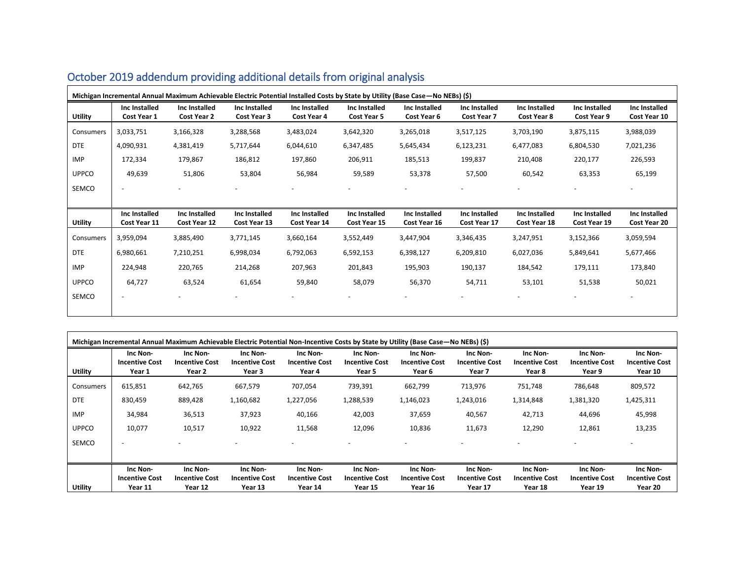## October 2019 addendum providing additional details from original analysis

**Michigan Incremental Annual Maximum Achievable Electric Potential Installed Costs by State by Utility (Base Case—No NEBs) ($)**

| Utility | Inc Installed Cost Year 1 | Inc Installed Cost Year 2 | Inc Installed Cost Year 3 | Inc Installed Cost Year 4 | Inc Installed Cost Year 5 | Inc Installed Cost Year 6 | Inc Installed Cost Year 7 | Inc Installed Cost Year 8 | Inc Installed Cost Year 9 | Inc Installed Cost Year 10 |
|---|---|---|---|---|---|---|---|---|---|---|
| Consumers | 3,033,751 | 3,166,328 | 3,288,568 | 3,483,024 | 3,642,320 | 3,265,018 | 3,517,125 | 3,703,190 | 3,875,115 | 3,988,039 |
| DTE | 4,090,931 | 4,381,419 | 5,717,644 | 6,044,610 | 6,347,485 | 5,645,434 | 6,123,231 | 6,477,083 | 6,804,530 | 7,021,236 |
| IMP | 172,334 | 179,867 | 186,812 | 197,860 | 206,911 | 185,513 | 199,837 | 210,408 | 220,177 | 226,593 |
| UPPCO | 49,639 | 51,806 | 53,804 | 56,984 | 59,589 | 53,378 | 57,500 | 60,542 | 63,353 | 65,199 |
| SEMCO | - | - | - | - | - | - | - | - | - | - |

| Utility | Inc Installed Cost Year 11 | Inc Installed Cost Year 12 | Inc Installed Cost Year 13 | Inc Installed Cost Year 14 | Inc Installed Cost Year 15 | Inc Installed Cost Year 16 | Inc Installed Cost Year 17 | Inc Installed Cost Year 18 | Inc Installed Cost Year 19 | Inc Installed Cost Year 20 |
|---|---|---|---|---|---|---|---|---|---|---|
| Consumers | 3,959,094 | 3,885,490 | 3,771,145 | 3,660,164 | 3,552,449 | 3,447,904 | 3,346,435 | 3,247,951 | 3,152,366 | 3,059,594 |
| DTE | 6,980,661 | 7,210,251 | 6,998,034 | 6,792,063 | 6,592,153 | 6,398,127 | 6,209,810 | 6,027,036 | 5,849,641 | 5,677,466 |
| IMP | 224,948 | 220,765 | 214,268 | 207,963 | 201,843 | 195,903 | 190,137 | 184,542 | 179,111 | 173,840 |
| UPPCO | 64,727 | 63,524 | 61,654 | 59,840 | 58,079 | 56,370 | 54,711 | 53,101 | 51,538 | 50,021 |
| SEMCO | - | - | - | - | - | - | - | - | - | - |

**Michigan Incremental Annual Maximum Achievable Electric Potential Non-Incentive Costs by State by Utility (Base Case—No NEBs) ($)**

| Utility | Inc Non-Incentive Cost Year 1 | Inc Non-Incentive Cost Year 2 | Inc Non-Incentive Cost Year 3 | Inc Non-Incentive Cost Year 4 | Inc Non-Incentive Cost Year 5 | Inc Non-Incentive Cost Year 6 | Inc Non-Incentive Cost Year 7 | Inc Non-Incentive Cost Year 8 | Inc Non-Incentive Cost Year 9 | Inc Non-Incentive Cost Year 10 |
|---|---|---|---|---|---|---|---|---|---|---|
| Consumers | 615,851 | 642,765 | 667,579 | 707,054 | 739,391 | 662,799 | 713,976 | 751,748 | 786,648 | 809,572 |
| DTE | 830,459 | 889,428 | 1,160,682 | 1,227,056 | 1,288,539 | 1,146,023 | 1,243,016 | 1,314,848 | 1,381,320 | 1,425,311 |
| IMP | 34,984 | 36,513 | 37,923 | 40,166 | 42,003 | 37,659 | 40,567 | 42,713 | 44,696 | 45,998 |
| UPPCO | 10,077 | 10,517 | 10,922 | 11,568 | 12,096 | 10,836 | 11,673 | 12,290 | 12,861 | 13,235 |
| SEMCO | - | - | - | - | - | - | - | - | - | - |

| Utility | Inc Non-Incentive Cost Year 11 | Inc Non-Incentive Cost Year 12 | Inc Non-Incentive Cost Year 13 | Inc Non-Incentive Cost Year 14 | Inc Non-Incentive Cost Year 15 | Inc Non-Incentive Cost Year 16 | Inc Non-Incentive Cost Year 17 | Inc Non-Incentive Cost Year 18 | Inc Non-Incentive Cost Year 19 | Inc Non-Incentive Cost Year 20 |
|---|---|---|---|---|---|---|---|---|---|---|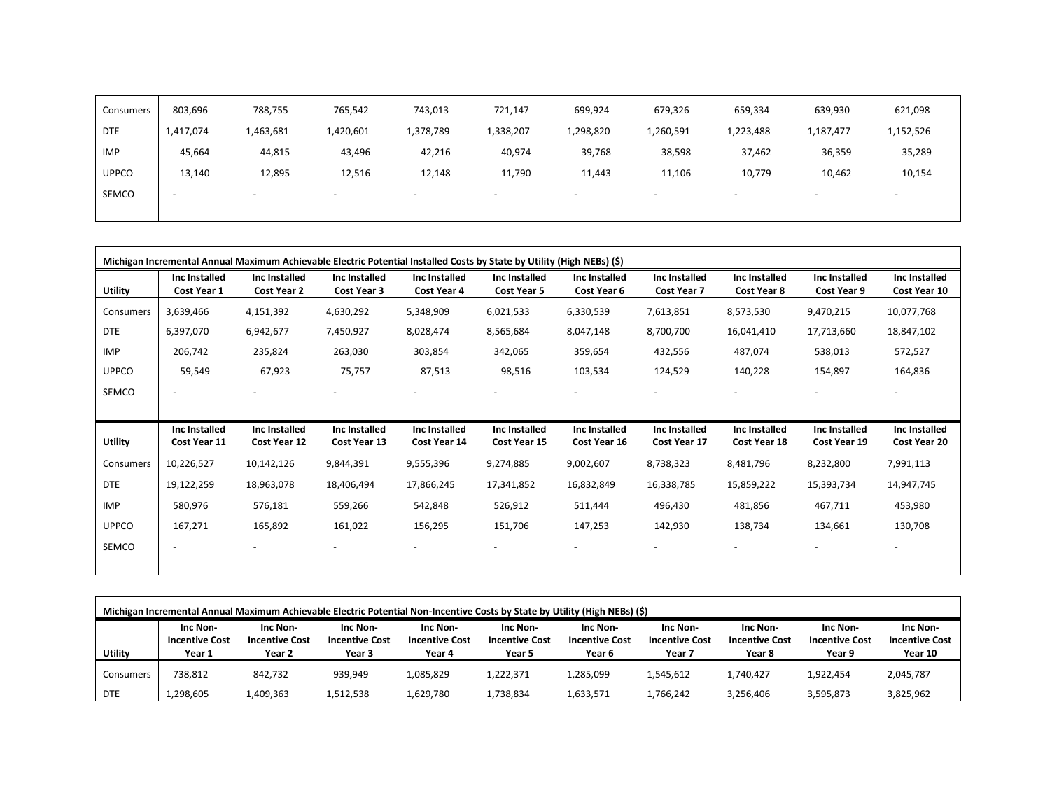| Consumers | 803,696 | 788,755 | 765,542 | 743,013 | 721,147 | 699,924 | 679,326 | 659,334 | 639,930 | 621,098 |
|---|---|---|---|---|---|---|---|---|---|---|
| DTE | 1,417,074 | 1,463,681 | 1,420,601 | 1,378,789 | 1,338,207 | 1,298,820 | 1,260,591 | 1,223,488 | 1,187,477 | 1,152,526 |
| IMP | 45,664 | 44,815 | 43,496 | 42,216 | 40,974 | 39,768 | 38,598 | 37,462 | 36,359 | 35,289 |
| UPPCO | 13,140 | 12,895 | 12,516 | 12,148 | 11,790 | 11,443 | 11,106 | 10,779 | 10,462 | 10,154 |
| SEMCO | - | - | - | - | - | - | - | - | - | - |

**Michigan Incremental Annual Maximum Achievable Electric Potential Installed Costs by State by Utility (High NEBs) ($)**

| Utility | Inc Installed Cost Year 1 | Inc Installed Cost Year 2 | Inc Installed Cost Year 3 | Inc Installed Cost Year 4 | Inc Installed Cost Year 5 | Inc Installed Cost Year 6 | Inc Installed Cost Year 7 | Inc Installed Cost Year 8 | Inc Installed Cost Year 9 | Inc Installed Cost Year 10 |
|---|---|---|---|---|---|---|---|---|---|---|
| Consumers | 3,639,466 | 4,151,392 | 4,630,292 | 5,348,909 | 6,021,533 | 6,330,539 | 7,613,851 | 8,573,530 | 9,470,215 | 10,077,768 |
| DTE | 6,397,070 | 6,942,677 | 7,450,927 | 8,028,474 | 8,565,684 | 8,047,148 | 8,700,700 | 16,041,410 | 17,713,660 | 18,847,102 |
| IMP | 206,742 | 235,824 | 263,030 | 303,854 | 342,065 | 359,654 | 432,556 | 487,074 | 538,013 | 572,527 |
| UPPCO | 59,549 | 67,923 | 75,757 | 87,513 | 98,516 | 103,534 | 124,529 | 140,228 | 154,897 | 164,836 |
| SEMCO | - | - | - | - | - | - | - | - | - | - |
| **Utility** | **Inc Installed Cost Year 11** | **Inc Installed Cost Year 12** | **Inc Installed Cost Year 13** | **Inc Installed Cost Year 14** | **Inc Installed Cost Year 15** | **Inc Installed Cost Year 16** | **Inc Installed Cost Year 17** | **Inc Installed Cost Year 18** | **Inc Installed Cost Year 19** | **Inc Installed Cost Year 20** |
| Consumers | 10,226,527 | 10,142,126 | 9,844,391 | 9,555,396 | 9,274,885 | 9,002,607 | 8,738,323 | 8,481,796 | 8,232,800 | 7,991,113 |
| DTE | 19,122,259 | 18,963,078 | 18,406,494 | 17,866,245 | 17,341,852 | 16,832,849 | 16,338,785 | 15,859,222 | 15,393,734 | 14,947,745 |
| IMP | 580,976 | 576,181 | 559,266 | 542,848 | 526,912 | 511,444 | 496,430 | 481,856 | 467,711 | 453,980 |
| UPPCO | 167,271 | 165,892 | 161,022 | 156,295 | 151,706 | 147,253 | 142,930 | 138,734 | 134,661 | 130,708 |
| SEMCO | - | - | - | - | - | - | - | - | - | - |

**Michigan Incremental Annual Maximum Achievable Electric Potential Non-Incentive Costs by State by Utility (High NEBs) ($)**

| Utility | Inc Non-Incentive Cost Year 1 | Inc Non-Incentive Cost Year 2 | Inc Non-Incentive Cost Year 3 | Inc Non-Incentive Cost Year 4 | Inc Non-Incentive Cost Year 5 | Inc Non-Incentive Cost Year 6 | Inc Non-Incentive Cost Year 7 | Inc Non-Incentive Cost Year 8 | Inc Non-Incentive Cost Year 9 | Inc Non-Incentive Cost Year 10 |
|---|---|---|---|---|---|---|---|---|---|---|
| Consumers | 738,812 | 842,732 | 939,949 | 1,085,829 | 1,222,371 | 1,285,099 | 1,545,612 | 1,740,427 | 1,922,454 | 2,045,787 |
| DTE | 1,298,605 | 1,409,363 | 1,512,538 | 1,629,780 | 1,738,834 | 1,633,571 | 1,766,242 | 3,256,406 | 3,595,873 | 3,825,962 |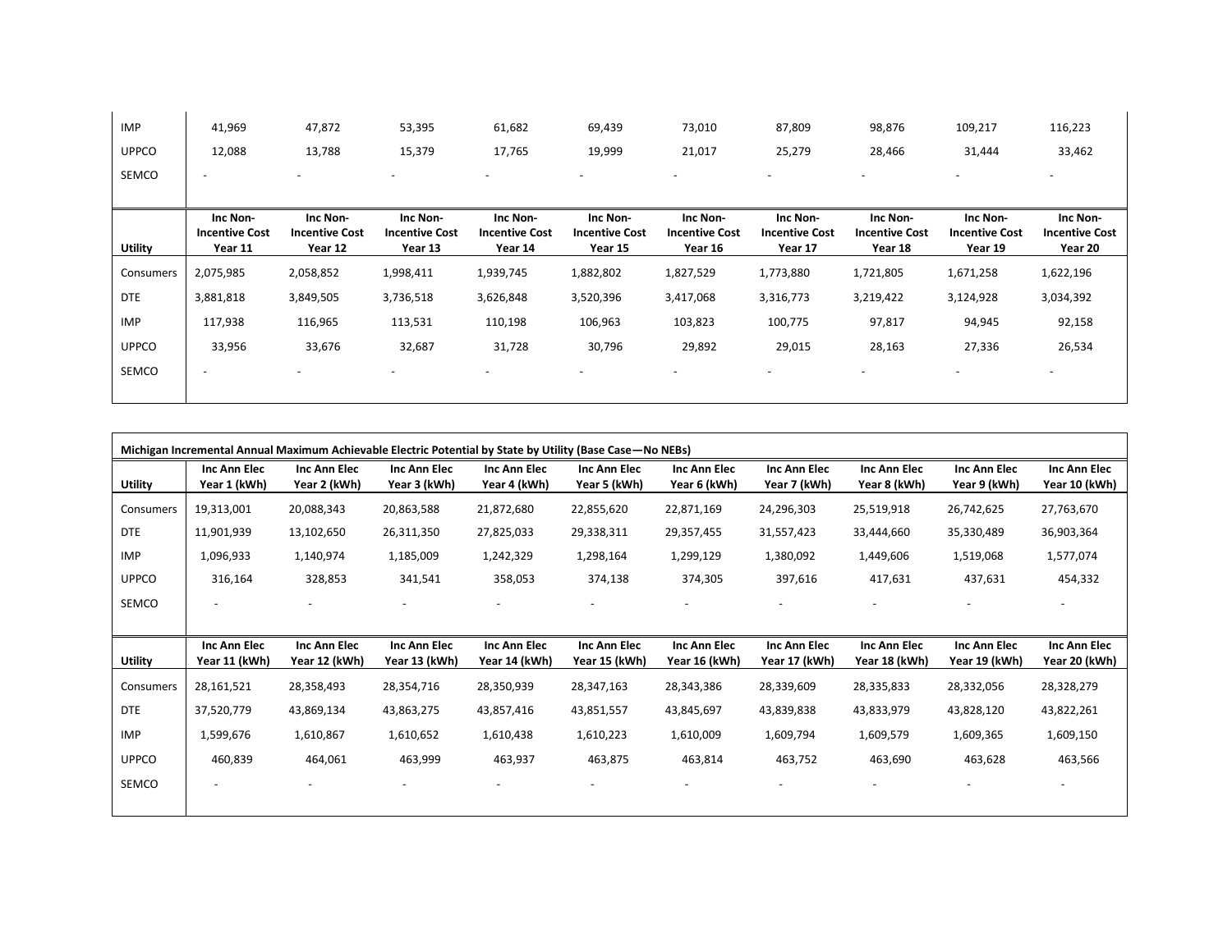| Utility | | | | | | | | | | |
|---|---|---|---|---|---|---|---|---|---|---|
| IMP | 41,969 | 47,872 | 53,395 | 61,682 | 69,439 | 73,010 | 87,809 | 98,876 | 109,217 | 116,223 |
| UPPCO | 12,088 | 13,788 | 15,379 | 17,765 | 19,999 | 21,017 | 25,279 | 28,466 | 31,444 | 33,462 |
| SEMCO | - | - | - | - | - | - | - | - | - | - |

| Utility | Inc Non-Incentive Cost Year 11 | Inc Non-Incentive Cost Year 12 | Inc Non-Incentive Cost Year 13 | Inc Non-Incentive Cost Year 14 | Inc Non-Incentive Cost Year 15 | Inc Non-Incentive Cost Year 16 | Inc Non-Incentive Cost Year 17 | Inc Non-Incentive Cost Year 18 | Inc Non-Incentive Cost Year 19 | Inc Non-Incentive Cost Year 20 |
|---|---|---|---|---|---|---|---|---|---|---|
| Consumers | 2,075,985 | 2,058,852 | 1,998,411 | 1,939,745 | 1,882,802 | 1,827,529 | 1,773,880 | 1,721,805 | 1,671,258 | 1,622,196 |
| DTE | 3,881,818 | 3,849,505 | 3,736,518 | 3,626,848 | 3,520,396 | 3,417,068 | 3,316,773 | 3,219,422 | 3,124,928 | 3,034,392 |
| IMP | 117,938 | 116,965 | 113,531 | 110,198 | 106,963 | 103,823 | 100,775 | 97,817 | 94,945 | 92,158 |
| UPPCO | 33,956 | 33,676 | 32,687 | 31,728 | 30,796 | 29,892 | 29,015 | 28,163 | 27,336 | 26,534 |
| SEMCO | - | - | - | - | - | - | - | - | - | - |

**Michigan Incremental Annual Maximum Achievable Electric Potential by State by Utility (Base Case—No NEBs)**

| Utility | Inc Ann Elec Year 1 (kWh) | Inc Ann Elec Year 2 (kWh) | Inc Ann Elec Year 3 (kWh) | Inc Ann Elec Year 4 (kWh) | Inc Ann Elec Year 5 (kWh) | Inc Ann Elec Year 6 (kWh) | Inc Ann Elec Year 7 (kWh) | Inc Ann Elec Year 8 (kWh) | Inc Ann Elec Year 9 (kWh) | Inc Ann Elec Year 10 (kWh) |
|---|---|---|---|---|---|---|---|---|---|---|
| Consumers | 19,313,001 | 20,088,343 | 20,863,588 | 21,872,680 | 22,855,620 | 22,871,169 | 24,296,303 | 25,519,918 | 26,742,625 | 27,763,670 |
| DTE | 11,901,939 | 13,102,650 | 26,311,350 | 27,825,033 | 29,338,311 | 29,357,455 | 31,557,423 | 33,444,660 | 35,330,489 | 36,903,364 |
| IMP | 1,096,933 | 1,140,974 | 1,185,009 | 1,242,329 | 1,298,164 | 1,299,129 | 1,380,092 | 1,449,606 | 1,519,068 | 1,577,074 |
| UPPCO | 316,164 | 328,853 | 341,541 | 358,053 | 374,138 | 374,305 | 397,616 | 417,631 | 437,631 | 454,332 |
| SEMCO | - | - | - | - | - | - | - | - | - | - |

| Utility | Inc Ann Elec Year 11 (kWh) | Inc Ann Elec Year 12 (kWh) | Inc Ann Elec Year 13 (kWh) | Inc Ann Elec Year 14 (kWh) | Inc Ann Elec Year 15 (kWh) | Inc Ann Elec Year 16 (kWh) | Inc Ann Elec Year 17 (kWh) | Inc Ann Elec Year 18 (kWh) | Inc Ann Elec Year 19 (kWh) | Inc Ann Elec Year 20 (kWh) |
|---|---|---|---|---|---|---|---|---|---|---|
| Consumers | 28,161,521 | 28,358,493 | 28,354,716 | 28,350,939 | 28,347,163 | 28,343,386 | 28,339,609 | 28,335,833 | 28,332,056 | 28,328,279 |
| DTE | 37,520,779 | 43,869,134 | 43,863,275 | 43,857,416 | 43,851,557 | 43,845,697 | 43,839,838 | 43,833,979 | 43,828,120 | 43,822,261 |
| IMP | 1,599,676 | 1,610,867 | 1,610,652 | 1,610,438 | 1,610,223 | 1,610,009 | 1,609,794 | 1,609,579 | 1,609,365 | 1,609,150 |
| UPPCO | 460,839 | 464,061 | 463,999 | 463,937 | 463,875 | 463,814 | 463,752 | 463,690 | 463,628 | 463,566 |
| SEMCO | - | - | - | - | - | - | - | - | - | - |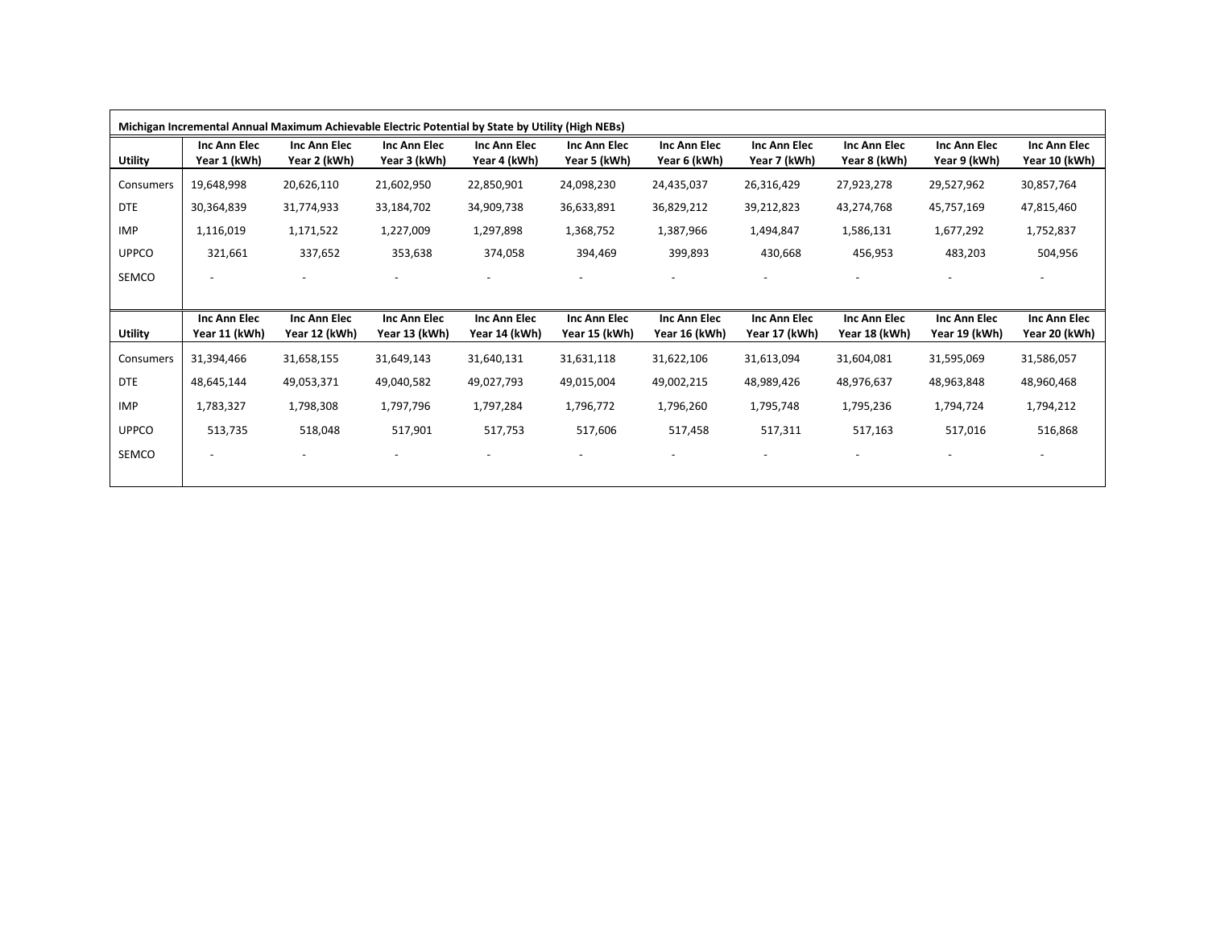**Michigan Incremental Annual Maximum Achievable Electric Potential by State by Utility (High NEBs)**

| Utility | Inc Ann Elec Year 1 (kWh) | Inc Ann Elec Year 2 (kWh) | Inc Ann Elec Year 3 (kWh) | Inc Ann Elec Year 4 (kWh) | Inc Ann Elec Year 5 (kWh) | Inc Ann Elec Year 6 (kWh) | Inc Ann Elec Year 7 (kWh) | Inc Ann Elec Year 8 (kWh) | Inc Ann Elec Year 9 (kWh) | Inc Ann Elec Year 10 (kWh) |
|---|---|---|---|---|---|---|---|---|---|---|
| Consumers | 19,648,998 | 20,626,110 | 21,602,950 | 22,850,901 | 24,098,230 | 24,435,037 | 26,316,429 | 27,923,278 | 29,527,962 | 30,857,764 |
| DTE | 30,364,839 | 31,774,933 | 33,184,702 | 34,909,738 | 36,633,891 | 36,829,212 | 39,212,823 | 43,274,768 | 45,757,169 | 47,815,460 |
| IMP | 1,116,019 | 1,171,522 | 1,227,009 | 1,297,898 | 1,368,752 | 1,387,966 | 1,494,847 | 1,586,131 | 1,677,292 | 1,752,837 |
| UPPCO | 321,661 | 337,652 | 353,638 | 374,058 | 394,469 | 399,893 | 430,668 | 456,953 | 483,203 | 504,956 |
| SEMCO | - | - | - | - | - | - | - | - | - | - |

| Utility | Inc Ann Elec Year 11 (kWh) | Inc Ann Elec Year 12 (kWh) | Inc Ann Elec Year 13 (kWh) | Inc Ann Elec Year 14 (kWh) | Inc Ann Elec Year 15 (kWh) | Inc Ann Elec Year 16 (kWh) | Inc Ann Elec Year 17 (kWh) | Inc Ann Elec Year 18 (kWh) | Inc Ann Elec Year 19 (kWh) | Inc Ann Elec Year 20 (kWh) |
|---|---|---|---|---|---|---|---|---|---|---|
| Consumers | 31,394,466 | 31,658,155 | 31,649,143 | 31,640,131 | 31,631,118 | 31,622,106 | 31,613,094 | 31,604,081 | 31,595,069 | 31,586,057 |
| DTE | 48,645,144 | 49,053,371 | 49,040,582 | 49,027,793 | 49,015,004 | 49,002,215 | 48,989,426 | 48,976,637 | 48,963,848 | 48,960,468 |
| IMP | 1,783,327 | 1,798,308 | 1,797,796 | 1,797,284 | 1,796,772 | 1,796,260 | 1,795,748 | 1,795,236 | 1,794,724 | 1,794,212 |
| UPPCO | 513,735 | 518,048 | 517,901 | 517,753 | 517,606 | 517,458 | 517,311 | 517,163 | 517,016 | 516,868 |
| SEMCO | - | - | - | - | - | - | - | - | - | - |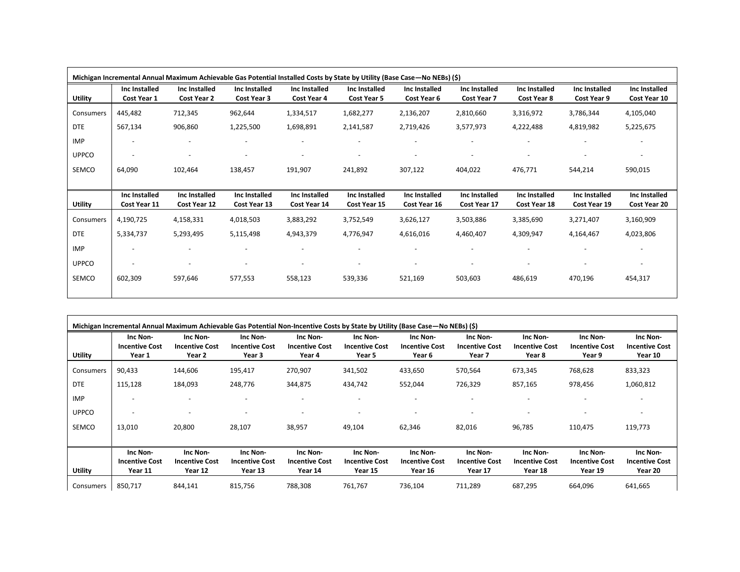**Michigan Incremental Annual Maximum Achievable Gas Potential Installed Costs by State by Utility (Base Case—No NEBs) ($)**

| Utility | Inc Installed Cost Year 1 | Inc Installed Cost Year 2 | Inc Installed Cost Year 3 | Inc Installed Cost Year 4 | Inc Installed Cost Year 5 | Inc Installed Cost Year 6 | Inc Installed Cost Year 7 | Inc Installed Cost Year 8 | Inc Installed Cost Year 9 | Inc Installed Cost Year 10 |
|---|---|---|---|---|---|---|---|---|---|---|
| Consumers | 445,482 | 712,345 | 962,644 | 1,334,517 | 1,682,277 | 2,136,207 | 2,810,660 | 3,316,972 | 3,786,344 | 4,105,040 |
| DTE | 567,134 | 906,860 | 1,225,500 | 1,698,891 | 2,141,587 | 2,719,426 | 3,577,973 | 4,222,488 | 4,819,982 | 5,225,675 |
| IMP | - | - | - | - | - | - | - | - | - | - |
| UPPCO | - | - | - | - | - | - | - | - | - | - |
| SEMCO | 64,090 | 102,464 | 138,457 | 191,907 | 241,892 | 307,122 | 404,022 | 476,771 | 544,214 | 590,015 |

| Utility | Inc Installed Cost Year 11 | Inc Installed Cost Year 12 | Inc Installed Cost Year 13 | Inc Installed Cost Year 14 | Inc Installed Cost Year 15 | Inc Installed Cost Year 16 | Inc Installed Cost Year 17 | Inc Installed Cost Year 18 | Inc Installed Cost Year 19 | Inc Installed Cost Year 20 |
|---|---|---|---|---|---|---|---|---|---|---|
| Consumers | 4,190,725 | 4,158,331 | 4,018,503 | 3,883,292 | 3,752,549 | 3,626,127 | 3,503,886 | 3,385,690 | 3,271,407 | 3,160,909 |
| DTE | 5,334,737 | 5,293,495 | 5,115,498 | 4,943,379 | 4,776,947 | 4,616,016 | 4,460,407 | 4,309,947 | 4,164,467 | 4,023,806 |
| IMP | - | - | - | - | - | - | - | - | - | - |
| UPPCO | - | - | - | - | - | - | - | - | - | - |
| SEMCO | 602,309 | 597,646 | 577,553 | 558,123 | 539,336 | 521,169 | 503,603 | 486,619 | 470,196 | 454,317 |

**Michigan Incremental Annual Maximum Achievable Gas Potential Non-Incentive Costs by State by Utility (Base Case—No NEBs) ($)**

| Utility | Inc Non-Incentive Cost Year 1 | Inc Non-Incentive Cost Year 2 | Inc Non-Incentive Cost Year 3 | Inc Non-Incentive Cost Year 4 | Inc Non-Incentive Cost Year 5 | Inc Non-Incentive Cost Year 6 | Inc Non-Incentive Cost Year 7 | Inc Non-Incentive Cost Year 8 | Inc Non-Incentive Cost Year 9 | Inc Non-Incentive Cost Year 10 |
|---|---|---|---|---|---|---|---|---|---|---|
| Consumers | 90,433 | 144,606 | 195,417 | 270,907 | 341,502 | 433,650 | 570,564 | 673,345 | 768,628 | 833,323 |
| DTE | 115,128 | 184,093 | 248,776 | 344,875 | 434,742 | 552,044 | 726,329 | 857,165 | 978,456 | 1,060,812 |
| IMP | - | - | - | - | - | - | - | - | - | - |
| UPPCO | - | - | - | - | - | - | - | - | - | - |
| SEMCO | 13,010 | 20,800 | 28,107 | 38,957 | 49,104 | 62,346 | 82,016 | 96,785 | 110,475 | 119,773 |

| Utility | Inc Non-Incentive Cost Year 11 | Inc Non-Incentive Cost Year 12 | Inc Non-Incentive Cost Year 13 | Inc Non-Incentive Cost Year 14 | Inc Non-Incentive Cost Year 15 | Inc Non-Incentive Cost Year 16 | Inc Non-Incentive Cost Year 17 | Inc Non-Incentive Cost Year 18 | Inc Non-Incentive Cost Year 19 | Inc Non-Incentive Cost Year 20 |
|---|---|---|---|---|---|---|---|---|---|---|
| Consumers | 850,717 | 844,141 | 815,756 | 788,308 | 761,767 | 736,104 | 711,289 | 687,295 | 664,096 | 641,665 |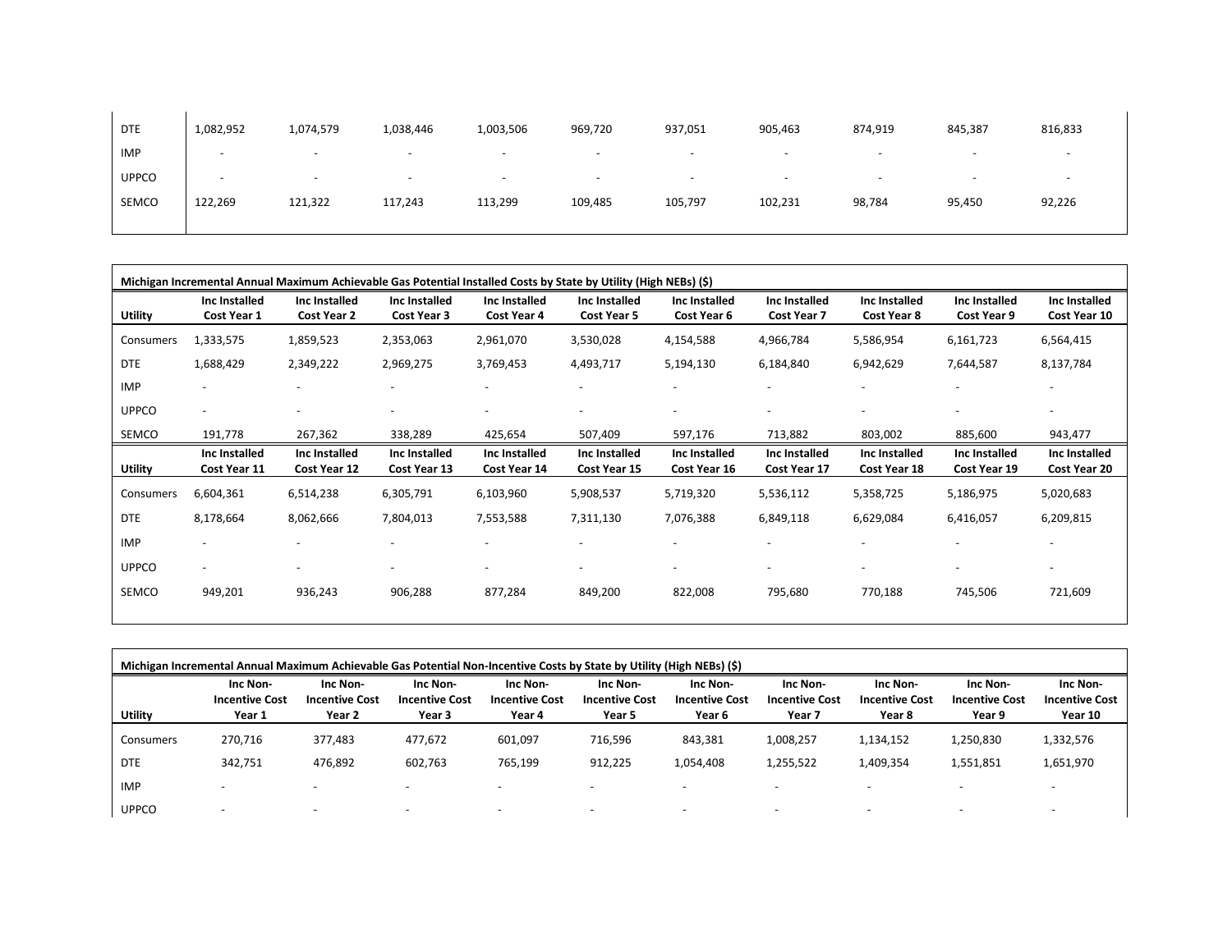|  |  |  |  |  |  |  |  |  |  |  |
|---|---|---|---|---|---|---|---|---|---|---|
| DTE | 1,082,952 | 1,074,579 | 1,038,446 | 1,003,506 | 969,720 | 937,051 | 905,463 | 874,919 | 845,387 | 816,833 |
| IMP | - | - | - | - | - | - | - | - | - | - |
| UPPCO | - | - | - | - | - | - | - | - | - | - |
| SEMCO | 122,269 | 121,322 | 117,243 | 113,299 | 109,485 | 105,797 | 102,231 | 98,784 | 95,450 | 92,226 |

**Michigan Incremental Annual Maximum Achievable Gas Potential Installed Costs by State by Utility (High NEBs) ($)**

| Utility | Inc Installed Cost Year 1 | Inc Installed Cost Year 2 | Inc Installed Cost Year 3 | Inc Installed Cost Year 4 | Inc Installed Cost Year 5 | Inc Installed Cost Year 6 | Inc Installed Cost Year 7 | Inc Installed Cost Year 8 | Inc Installed Cost Year 9 | Inc Installed Cost Year 10 |
|---|---|---|---|---|---|---|---|---|---|---|
| Consumers | 1,333,575 | 1,859,523 | 2,353,063 | 2,961,070 | 3,530,028 | 4,154,588 | 4,966,784 | 5,586,954 | 6,161,723 | 6,564,415 |
| DTE | 1,688,429 | 2,349,222 | 2,969,275 | 3,769,453 | 4,493,717 | 5,194,130 | 6,184,840 | 6,942,629 | 7,644,587 | 8,137,784 |
| IMP | - | - | - | - | - | - | - | - | - | - |
| UPPCO | - | - | - | - | - | - | - | - | - | - |
| SEMCO | 191,778 | 267,362 | 338,289 | 425,654 | 507,409 | 597,176 | 713,882 | 803,002 | 885,600 | 943,477 |
| **Utility** | **Inc Installed Cost Year 11** | **Inc Installed Cost Year 12** | **Inc Installed Cost Year 13** | **Inc Installed Cost Year 14** | **Inc Installed Cost Year 15** | **Inc Installed Cost Year 16** | **Inc Installed Cost Year 17** | **Inc Installed Cost Year 18** | **Inc Installed Cost Year 19** | **Inc Installed Cost Year 20** |
| Consumers | 6,604,361 | 6,514,238 | 6,305,791 | 6,103,960 | 5,908,537 | 5,719,320 | 5,536,112 | 5,358,725 | 5,186,975 | 5,020,683 |
| DTE | 8,178,664 | 8,062,666 | 7,804,013 | 7,553,588 | 7,311,130 | 7,076,388 | 6,849,118 | 6,629,084 | 6,416,057 | 6,209,815 |
| IMP | - | - | - | - | - | - | - | - | - | - |
| UPPCO | - | - | - | - | - | - | - | - | - | - |
| SEMCO | 949,201 | 936,243 | 906,288 | 877,284 | 849,200 | 822,008 | 795,680 | 770,188 | 745,506 | 721,609 |

**Michigan Incremental Annual Maximum Achievable Gas Potential Non-Incentive Costs by State by Utility (High NEBs) ($)**

| Utility | Inc Non-Incentive Cost Year 1 | Inc Non-Incentive Cost Year 2 | Inc Non-Incentive Cost Year 3 | Inc Non-Incentive Cost Year 4 | Inc Non-Incentive Cost Year 5 | Inc Non-Incentive Cost Year 6 | Inc Non-Incentive Cost Year 7 | Inc Non-Incentive Cost Year 8 | Inc Non-Incentive Cost Year 9 | Inc Non-Incentive Cost Year 10 |
|---|---|---|---|---|---|---|---|---|---|---|
| Consumers | 270,716 | 377,483 | 477,672 | 601,097 | 716,596 | 843,381 | 1,008,257 | 1,134,152 | 1,250,830 | 1,332,576 |
| DTE | 342,751 | 476,892 | 602,763 | 765,199 | 912,225 | 1,054,408 | 1,255,522 | 1,409,354 | 1,551,851 | 1,651,970 |
| IMP | - | - | - | - | - | - | - | - | - | - |
| UPPCO | - | - | - | - | - | - | - | - | - | - |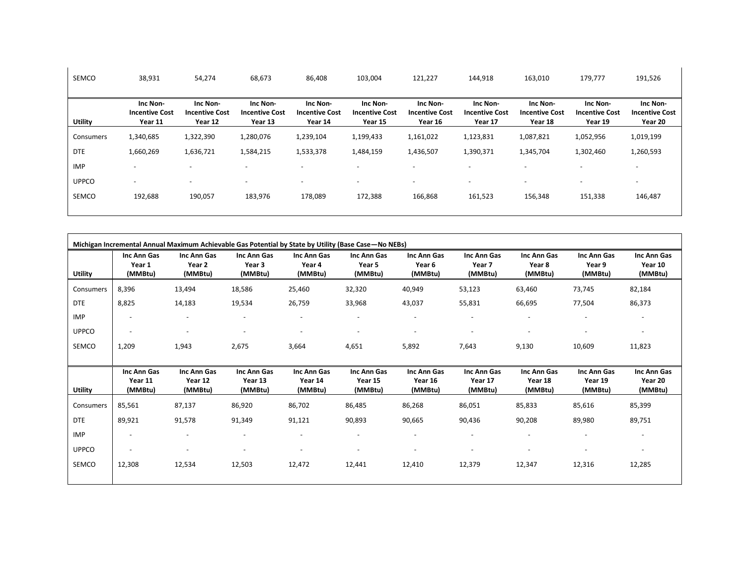| Utility | | | | | | | | | | |
|---|---|---|---|---|---|---|---|---|---|---|
| SEMCO | 38,931 | 54,274 | 68,673 | 86,408 | 103,004 | 121,227 | 144,918 | 163,010 | 179,777 | 191,526 |

| Utility | Inc Non-Incentive Cost Year 11 | Inc Non-Incentive Cost Year 12 | Inc Non-Incentive Cost Year 13 | Inc Non-Incentive Cost Year 14 | Inc Non-Incentive Cost Year 15 | Inc Non-Incentive Cost Year 16 | Inc Non-Incentive Cost Year 17 | Inc Non-Incentive Cost Year 18 | Inc Non-Incentive Cost Year 19 | Inc Non-Incentive Cost Year 20 |
|---|---|---|---|---|---|---|---|---|---|---|
| Consumers | 1,340,685 | 1,322,390 | 1,280,076 | 1,239,104 | 1,199,433 | 1,161,022 | 1,123,831 | 1,087,821 | 1,052,956 | 1,019,199 |
| DTE | 1,660,269 | 1,636,721 | 1,584,215 | 1,533,378 | 1,484,159 | 1,436,507 | 1,390,371 | 1,345,704 | 1,302,460 | 1,260,593 |
| IMP | - | - | - | - | - | - | - | - | - | - |
| UPPCO | - | - | - | - | - | - | - | - | - | - |
| SEMCO | 192,688 | 190,057 | 183,976 | 178,089 | 172,388 | 166,868 | 161,523 | 156,348 | 151,338 | 146,487 |

**Michigan Incremental Annual Maximum Achievable Gas Potential by State by Utility (Base Case—No NEBs)**

| Utility | Inc Ann Gas Year 1 (MMBtu) | Inc Ann Gas Year 2 (MMBtu) | Inc Ann Gas Year 3 (MMBtu) | Inc Ann Gas Year 4 (MMBtu) | Inc Ann Gas Year 5 (MMBtu) | Inc Ann Gas Year 6 (MMBtu) | Inc Ann Gas Year 7 (MMBtu) | Inc Ann Gas Year 8 (MMBtu) | Inc Ann Gas Year 9 (MMBtu) | Inc Ann Gas Year 10 (MMBtu) |
|---|---|---|---|---|---|---|---|---|---|---|
| Consumers | 8,396 | 13,494 | 18,586 | 25,460 | 32,320 | 40,949 | 53,123 | 63,460 | 73,745 | 82,184 |
| DTE | 8,825 | 14,183 | 19,534 | 26,759 | 33,968 | 43,037 | 55,831 | 66,695 | 77,504 | 86,373 |
| IMP | - | - | - | - | - | - | - | - | - | - |
| UPPCO | - | - | - | - | - | - | - | - | - | - |
| SEMCO | 1,209 | 1,943 | 2,675 | 3,664 | 4,651 | 5,892 | 7,643 | 9,130 | 10,609 | 11,823 |

| Utility | Inc Ann Gas Year 11 (MMBtu) | Inc Ann Gas Year 12 (MMBtu) | Inc Ann Gas Year 13 (MMBtu) | Inc Ann Gas Year 14 (MMBtu) | Inc Ann Gas Year 15 (MMBtu) | Inc Ann Gas Year 16 (MMBtu) | Inc Ann Gas Year 17 (MMBtu) | Inc Ann Gas Year 18 (MMBtu) | Inc Ann Gas Year 19 (MMBtu) | Inc Ann Gas Year 20 (MMBtu) |
|---|---|---|---|---|---|---|---|---|---|---|
| Consumers | 85,561 | 87,137 | 86,920 | 86,702 | 86,485 | 86,268 | 86,051 | 85,833 | 85,616 | 85,399 |
| DTE | 89,921 | 91,578 | 91,349 | 91,121 | 90,893 | 90,665 | 90,436 | 90,208 | 89,980 | 89,751 |
| IMP | - | - | - | - | - | - | - | - | - | - |
| UPPCO | - | - | - | - | - | - | - | - | - | - |
| SEMCO | 12,308 | 12,534 | 12,503 | 12,472 | 12,441 | 12,410 | 12,379 | 12,347 | 12,316 | 12,285 |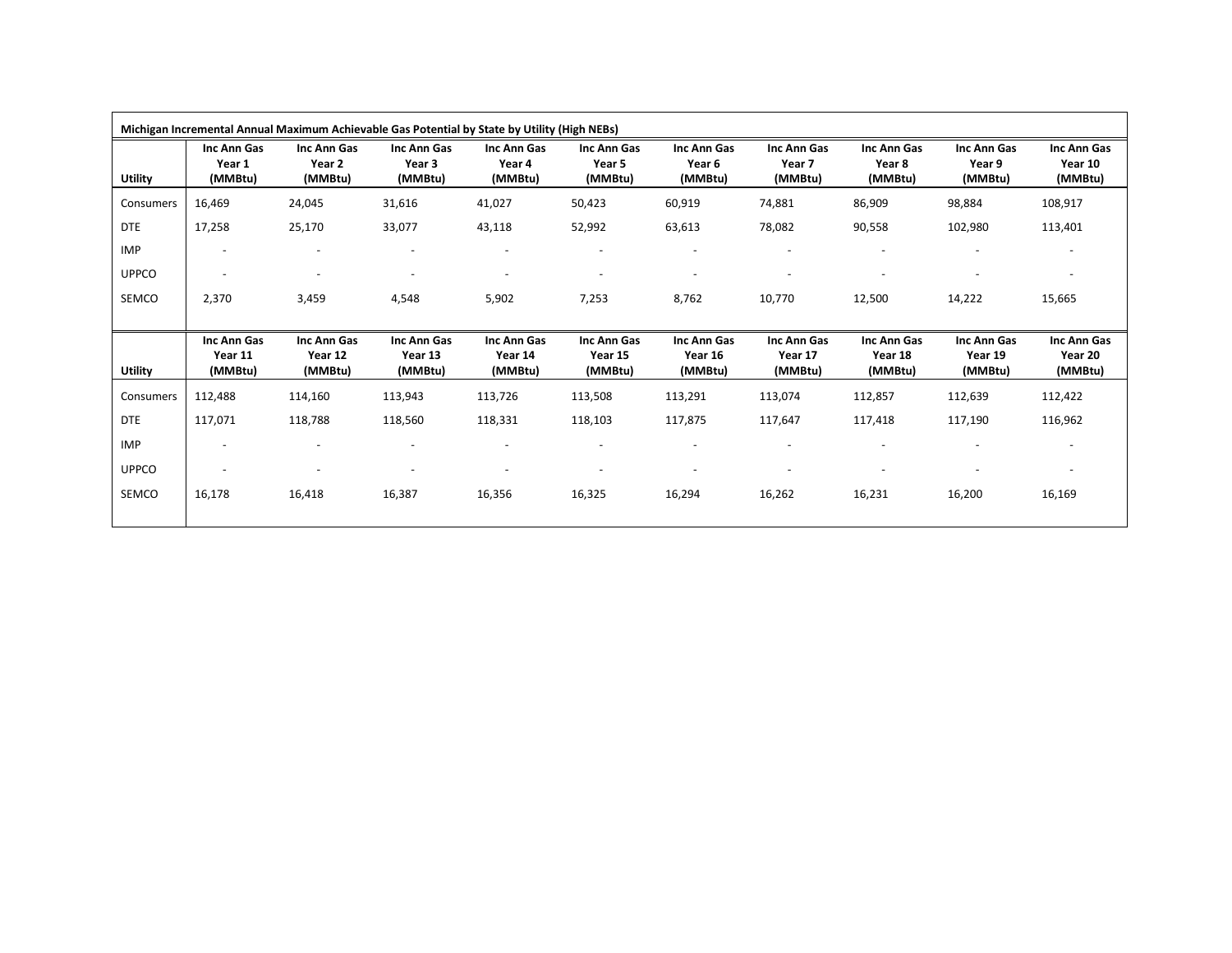**Michigan Incremental Annual Maximum Achievable Gas Potential by State by Utility (High NEBs)**

| Utility | Inc Ann Gas Year 1 (MMBtu) | Inc Ann Gas Year 2 (MMBtu) | Inc Ann Gas Year 3 (MMBtu) | Inc Ann Gas Year 4 (MMBtu) | Inc Ann Gas Year 5 (MMBtu) | Inc Ann Gas Year 6 (MMBtu) | Inc Ann Gas Year 7 (MMBtu) | Inc Ann Gas Year 8 (MMBtu) | Inc Ann Gas Year 9 (MMBtu) | Inc Ann Gas Year 10 (MMBtu) |
|---|---|---|---|---|---|---|---|---|---|---|
| Consumers | 16,469 | 24,045 | 31,616 | 41,027 | 50,423 | 60,919 | 74,881 | 86,909 | 98,884 | 108,917 |
| DTE | 17,258 | 25,170 | 33,077 | 43,118 | 52,992 | 63,613 | 78,082 | 90,558 | 102,980 | 113,401 |
| IMP | - | - | - | - | - | - | - | - | - | - |
| UPPCO | - | - | - | - | - | - | - | - | - | - |
| SEMCO | 2,370 | 3,459 | 4,548 | 5,902 | 7,253 | 8,762 | 10,770 | 12,500 | 14,222 | 15,665 |

| Utility | Inc Ann Gas Year 11 (MMBtu) | Inc Ann Gas Year 12 (MMBtu) | Inc Ann Gas Year 13 (MMBtu) | Inc Ann Gas Year 14 (MMBtu) | Inc Ann Gas Year 15 (MMBtu) | Inc Ann Gas Year 16 (MMBtu) | Inc Ann Gas Year 17 (MMBtu) | Inc Ann Gas Year 18 (MMBtu) | Inc Ann Gas Year 19 (MMBtu) | Inc Ann Gas Year 20 (MMBtu) |
|---|---|---|---|---|---|---|---|---|---|---|
| Consumers | 112,488 | 114,160 | 113,943 | 113,726 | 113,508 | 113,291 | 113,074 | 112,857 | 112,639 | 112,422 |
| DTE | 117,071 | 118,788 | 118,560 | 118,331 | 118,103 | 117,875 | 117,647 | 117,418 | 117,190 | 116,962 |
| IMP | - | - | - | - | - | - | - | - | - | - |
| UPPCO | - | - | - | - | - | - | - | - | - | - |
| SEMCO | 16,178 | 16,418 | 16,387 | 16,356 | 16,325 | 16,294 | 16,262 | 16,231 | 16,200 | 16,169 |